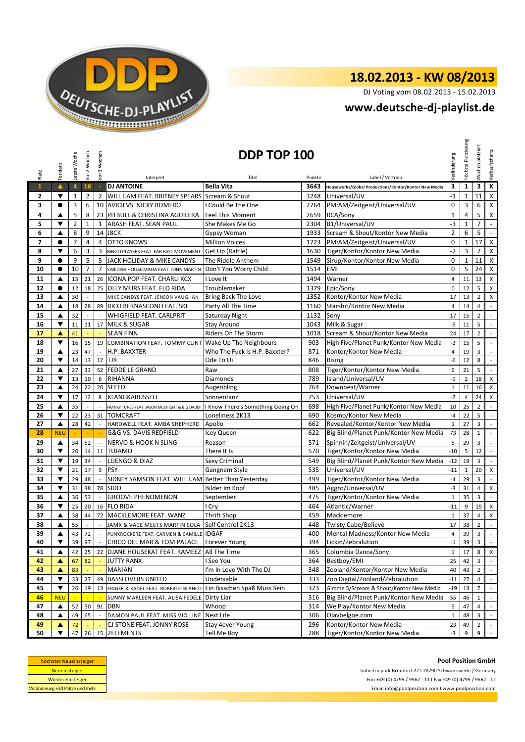# 18.02.2013 - KW 08/2013

DJ Voting vom 08.02.2013 - 15.02.2013

## www.deutsche-dj-playlist.de

## DDP TOP 100

| Platz | Tendenz | Letzte Woche | Vor 2 Wochen | Vor 3 Wochen | Interpret | Titel | Punkte | Label / Vertrieb | Veränderung | Höchste Platzierung | Wochen platziert | Verkaufscharts |
|---|---|---|---|---|---|---|---|---|---|---|---|---|
| 1 | ▲ | 4 | 16 | - | DJ ANTOINE | Bella Vita | 3643 | Houseworks/Global Productions/Kontor/Kontor New Media | 3 | 1 | 3 | X |
| 2 | ▼ | 1 | 2 | 2 | WILL.I.AM FEAT. BRITNEY SPEARS | Scream & Shout | 3248 | Universal/UV | -1 | 1 | 11 | X |
| 3 | ● | 3 | 6 | 10 | AVICII VS. NICKY ROMERO | I Could Be The One | 2764 | PM:AM/Zeitgeist/Universal/UV | 0 | 3 | 6 | X |
| 4 | ▲ | 5 | 8 | 23 | PITBULL & CHRISTINA AGUILERA | Feel This Moment | 2659 | RCA/Sony | 1 | 4 | 5 | X |
| 5 | ▼ | 2 | 1 | 1 | ARASH FEAT. SEAN PAUL | She Makes Me Go | 2304 | B1/Universal/UV | -3 | 1 | 7 | - |
| 6 | ▲ | 8 | 9 | 14 | J8CK | Gypsy Woman | 1933 | Scream & Shout/Kontor New Media | 2 | 6 | 5 | - |
| 7 | ● | 7 | 4 | 4 | OTTO KNOWS | Million Voices | 1723 | PM:AM/Zeitgeist/Universal/UV | 0 | 1 | 17 | X |
| 8 | ▼ | 6 | 3 | 3 | BINGO PLAYERS FEAT. FAR EAST MOVEMENT | Get Up (Rattle) | 1630 | Tiger/Kontor/Kontor New Media | -2 | 3 | 7 | X |
| 9 | ● | 9 | 5 | 5 | JACK HOLIDAY & MIKE CANDYS | The Riddle Anthem | 1549 | Sirup/Kontor/Kontor New Media | 0 | 1 | 11 | X |
| 10 | ● | 10 | 7 | 7 | SWEDISH HOUSE MAFIA FEAT. JOHN MARTIN | Don't You Worry Child | 1514 | EMI | 0 | 5 | 24 | X |
| 11 | ▲ | 15 | 21 | 26 | ICONA POP FEAT. CHARLI XCX | I Love It | 1494 | Warner | 4 | 11 | 13 | X |
| 12 | ● | 12 | 18 | 25 | OLLY MURS FEAT. FLO RIDA | Troublemaker | 1379 | Epic/Sony | 0 | 12 | 5 | X |
| 13 | ▲ | 30 | - | - | MIKE CANDYS FEAT. JENSON VAUGHAN | Bring Back The Love | 1352 | Kontor/Kontor New Media | 17 | 13 | 2 | X |
| 14 | ▲ | 18 | 28 | 89 | RICO BERNASCONI FEAT. SKI | Party All The Time | 1160 | Starshit/Kontor New Media | 4 | 14 | 4 | - |
| 15 | ▲ | 32 | - | - | WHIGFIELD FEAT. CARLPRIT | Saturday Night | 1132 | Sony | 17 | 15 | 2 | - |
| 16 | ▼ | 11 | 11 | 17 | MILK & SUGAR | Stay Around | 1043 | Milk & Sugar | -5 | 11 | 5 | - |
| 17 | ▲ | 41 | - | - | SEAN FINN | Riders On The Storm | 1018 | Scream & Shout/Kontor New Media | 24 | 17 | 2 | - |
| 18 | ▼ | 16 | 15 | 19 | COMBINATION FEAT. TOMMY CLINT | Wake Up The Neighbours | 903 | High Five/Planet Punk/Kontor New Media | -2 | 15 | 5 | - |
| 19 | ▲ | 23 | 47 | - | H.P. BAXXTER | Who The Fuck Is H.P. Baxxter? | 871 | Kontor/Kontor New Media | 4 | 19 | 3 | - |
| 20 | ▼ | 14 | 13 | 12 | TJR | Ode To Oi | 846 | Rising | -6 | 12 | 8 | - |
| 21 | ▲ | 27 | 33 | 52 | FEDDE LE GRAND | Raw | 808 | Tiger/Kontor/Kontor New Media | 6 | 21 | 5 | - |
| 22 | ▼ | 13 | 10 | 6 | RIHANNA | Diamonds | 789 | Island/Universal/UV | -9 | 2 | 18 | X |
| 23 | ▲ | 24 | 22 | 20 | SEEED | Augenbling | 764 | Downbeat/Warner | 1 | 11 | 16 | X |
| 24 | ▼ | 17 | 12 | 8 | KLANGKARUSSELL | Sonnentanz | 753 | Universal/UV | -7 | 4 | 24 | X |
| 25 | ▲ | 35 | - | - | FRANKY TUNES FEAT. JASON MCKNIGHT & BIG DADDI | I Know There's Something Going On | 698 | High Five/Planet Punk/Kontor New Media | 10 | 25 | 2 | - |
| 26 | ▼ | 22 | 23 | 31 | TOMCRAFT | Loneliness 2K13 | 690 | Kosmo/Kontor New Media | -4 | 22 | 5 | - |
| 27 | ▲ | 28 | 42 | - | HARDWELL FEAT. AMBA SHEPHERD | Apollo | 662 | Revealed/Kontor/Kontor New Media | 1 | 27 | 3 | - |
| 28 | NEU | - | - | - | G&G VS. DAVIS REDFIELD | Icey Queen | 622 | Big Blind/Planet Punk/Kontor New Media | 73 | 28 | 1 | - |
| 29 | ▲ | 34 | 52 | - | NERVO & HOOK N SLING | Reason | 571 | Spinnin/Zeitgeist/Universal/UV | 5 | 29 | 3 | - |
| 30 | ▼ | 20 | 14 | 11 | TUJAMO | There It Is | 570 | Tiger/Kontor/Kontor New Media | -10 | 5 | 12 | - |
| 31 | ▼ | 19 | 34 | - | LUENGO & DIAZ | Sexy Criminal | 549 | Big Blind/Planet Punk/Kontor New Media | -12 | 19 | 3 | - |
| 32 | ▼ | 21 | 17 | 9 | PSY | Gangnam Style | 535 | Universal/UV | -11 | 1 | 20 | X |
| 33 | ▼ | 29 | 48 | - | SIDNEY SAMSON FEAT. WILL.I.AM | Better Than Yesterday | 499 | Tiger/Kontor/Kontor New Media | -4 | 29 | 3 | - |
| 34 | ▼ | 31 | 38 | 78 | SIDO | Bilder Im Kopf | 485 | Aggro/Universal/UV | -3 | 31 | 4 | X |
| 35 | ▲ | 36 | 53 | - | GROOVE PHENOMENON | September | 475 | Tiger/Kontor/Kontor New Media | 1 | 35 | 3 | - |
| 36 | ▼ | 25 | 20 | 16 | FLO RIDA | I Cry | 464 | Atlantic/Warner | -11 | 9 | 19 | X |
| 37 | ▲ | 38 | 44 | 72 | MACKLEMORE FEAT. WANZ | Thrift Shop | 459 | Macklemore | 1 | 37 | 4 | X |
| 38 | ▲ | 55 | - | - | JAMX & VACE MEETS MARTIN SOLA | Self Control 2K13 | 448 | Twisty Cube/Believe | 17 | 38 | 2 | - |
| 39 | ▲ | 43 | 72 | - | PUNKROCKERZ FEAT. CARMEN & CAMILLE | IDGAF | 400 | Mental Madness/Kontor New Media | 4 | 39 | 3 | - |
| 40 | ▼ | 39 | 97 | - | CHICO DEL MAR & TOM PALACE | Forever Young | 394 | Lickin/Zebralution | -1 | 39 | 3 | - |
| 41 | ▲ | 42 | 25 | 22 | DJANE HOUSEKAT FEAT. RAMEEZ | All The Time | 365 | Columbia Dance/Sony | 1 | 17 | 8 | X |
| 42 | ▲ | 67 | 82 | - | JUTTY RANX | I See You | 364 | Bestboy/EMI | 25 | 42 | 3 | - |
| 43 | ▲ | 83 | - | - | MANIAN | I'm In Love With The DJ | 348 | Zooland/Kontor/Kontor New Media | 40 | 43 | 2 | - |
| 44 | ▼ | 33 | 27 | 49 | BASSLOVERS UNITED | Undeniable | 333 | Zoo Digital/Zooland/Zebralution | -11 | 27 | 4 | - |
| 45 | ▼ | 26 | 19 | 13 | FINGER & KADEL FEAT. ROBERTO BLANCO | Ein Bisschen Spaß Muss Sein | 323 | Gimme 5/Scream & Shout/Kontor New Media | -19 | 13 | 7 | - |
| 46 | NEU | - | - | - | SUNNY MARLEEN FEAT. ALISA FEDELE | Dirty Liar | 316 | Big Blind/Planet Punk/Kontor New Media | 55 | 46 | 1 | - |
| 47 | ▲ | 52 | 50 | 91 | DBN | Whoop | 314 | We Play/Kontor New Media | 5 | 47 | 4 | - |
| 48 | ▲ | 49 | 65 | - | DAMON PAUL FEAT. MISS VIO LINE | Next Life | 306 | Olavbelgoe.com | 1 | 48 | 3 | - |
| 49 | ▲ | 72 | - | - | CJ STONE FEAT. JONNY ROSE | Stay 4ever Young | 296 | Kontor/Kontor New Media | 23 | 49 | 2 | - |
| 50 | ▼ | 47 | 26 | 15 | 2ELEMENTS | Tell Me Boy | 288 | Tiger/Kontor/Kontor New Media | -3 | 9 | 9 | - |

| Legende |
|---|
| höchster Neueinsteiger |
| Neueinsteiger |
| Wiedereinsteiger |
| Veränderung +20 Plätze und mehr |

**Pool Position GmbH**

Industriepark Brundorf 22 I 28790 Schwanewede / Germany

Fon +49 (0) 4795 / 9562 - 11 I Fax +49 (0) 4795 / 9562 - 12

Email info@poolposition.com I www.poolposition.com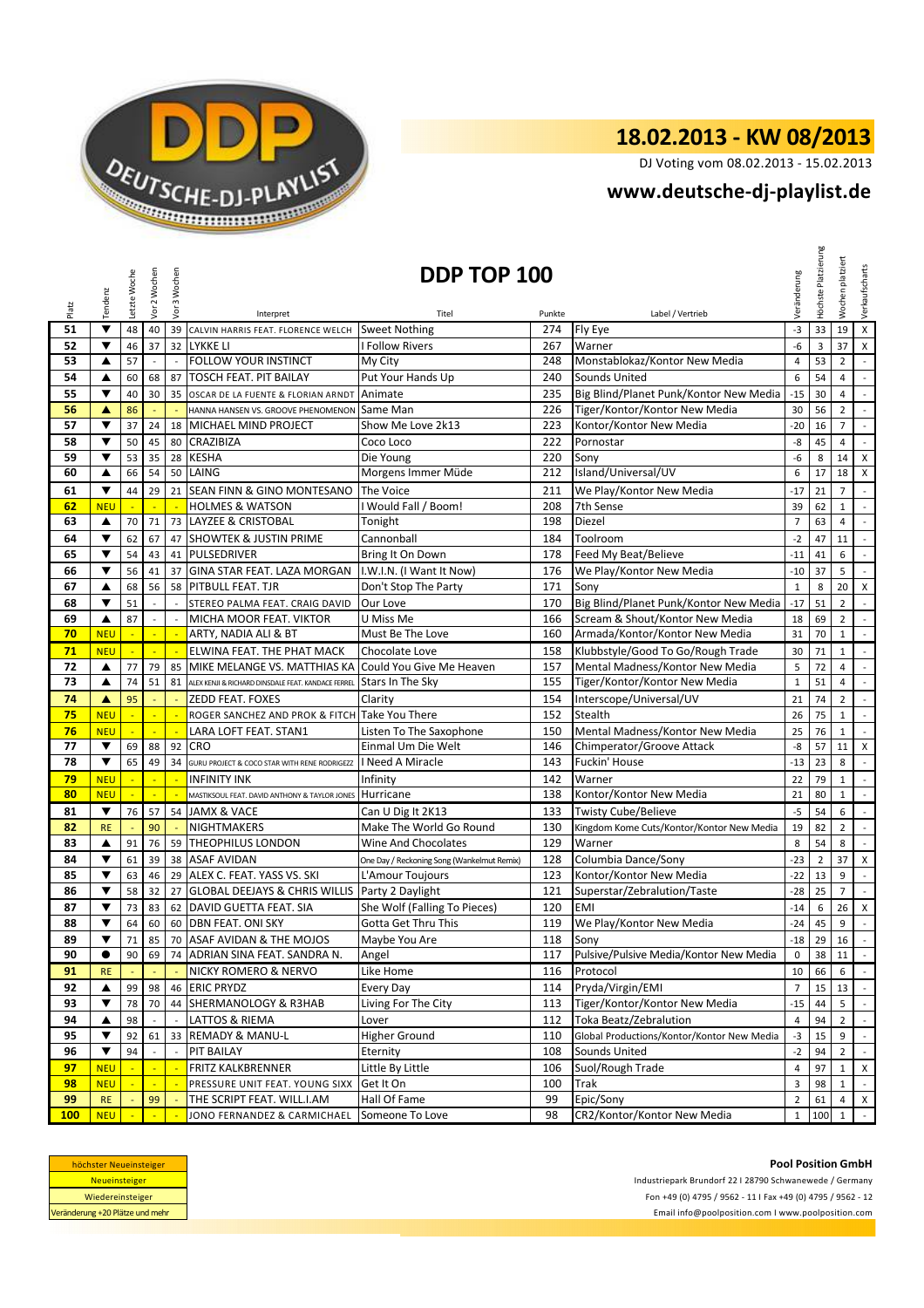# 18.02.2013 - KW 08/2013

DJ Voting vom 08.02.2013 - 15.02.2013

**www.deutsche-dj-playlist.de**

## DDP TOP 100

| Platz | Tendenz | Letzte Woche | Vor 2 Wochen | Vor 3 Wochen | Interpret | Titel | Punkte | Label / Vertrieb | Veränderung | Höchste Platzierung | Wochen platziert | Verkaufscharts |
|---|---|---|---|---|---|---|---|---|---|---|---|---|
| 51 | ▼ | 48 | 40 | 39 | CALVIN HARRIS FEAT. FLORENCE WELCH | Sweet Nothing | 274 | Fly Eye | -3 | 33 | 19 | X |
| 52 | ▼ | 46 | 37 | 32 | LYKKE LI | I Follow Rivers | 267 | Warner | -6 | 3 | 37 | X |
| 53 | ▲ | 57 | - | - | FOLLOW YOUR INSTINCT | My City | 248 | Monstablokaz/Kontor New Media | 4 | 53 | 2 | - |
| 54 | ▲ | 60 | 68 | 87 | TOSCH FEAT. PIT BAILAY | Put Your Hands Up | 240 | Sounds United | 6 | 54 | 4 | - |
| 55 | ▼ | 40 | 30 | 35 | OSCAR DE LA FUENTE & FLORIAN ARNDT | Animate | 235 | Big Blind/Planet Punk/Kontor New Media | -15 | 30 | 4 | - |
| 56 | ▲ | 86 | - | - | HANNA HANSEN VS. GROOVE PHENOMENON | Same Man | 226 | Tiger/Kontor/Kontor New Media | 30 | 56 | 2 | - |
| 57 | ▼ | 37 | 24 | 18 | MICHAEL MIND PROJECT | Show Me Love 2k13 | 223 | Kontor/Kontor New Media | -20 | 16 | 7 | - |
| 58 | ▼ | 50 | 45 | 80 | CRAZIBIZA | Coco Loco | 222 | Pornostar | -8 | 45 | 4 | - |
| 59 | ▼ | 53 | 35 | 28 | KESHA | Die Young | 220 | Sony | -6 | 8 | 14 | X |
| 60 | ▲ | 66 | 54 | 50 | LAING | Morgens Immer Müde | 212 | Island/Universal/UV | 6 | 17 | 18 | X |
| 61 | ▼ | 44 | 29 | 21 | SEAN FINN & GINO MONTESANO | The Voice | 211 | We Play/Kontor New Media | -17 | 21 | 7 | - |
| 62 | NEU | - | - | - | HOLMES & WATSON | I Would Fall / Boom! | 208 | 7th Sense | 39 | 62 | 1 | - |
| 63 | ▲ | 70 | 71 | 73 | LAYZEE & CRISTOBAL | Tonight | 198 | Diezel | 7 | 63 | 4 | - |
| 64 | ▼ | 62 | 67 | 47 | SHOWTEK & JUSTIN PRIME | Cannonball | 184 | Toolroom | -2 | 47 | 11 | - |
| 65 | ▼ | 54 | 43 | 41 | PULSEDRIVER | Bring It On Down | 178 | Feed My Beat/Believe | -11 | 41 | 6 | - |
| 66 | ▼ | 56 | 41 | 37 | GINA STAR FEAT. LAZA MORGAN | I.W.I.N. (I Want It Now) | 176 | We Play/Kontor New Media | -10 | 37 | 5 | - |
| 67 | ▲ | 68 | 56 | 58 | PITBULL FEAT. TJR | Don't Stop The Party | 171 | Sony | 1 | 8 | 20 | X |
| 68 | ▼ | 51 | - | - | STEREO PALMA FEAT. CRAIG DAVID | Our Love | 170 | Big Blind/Planet Punk/Kontor New Media | -17 | 51 | 2 | - |
| 69 | ▲ | 87 | - | - | MICHA MOOR FEAT. VIKTOR | U Miss Me | 166 | Scream & Shout/Kontor New Media | 18 | 69 | 2 | - |
| 70 | NEU | - | - | - | ARTY, NADIA ALI & BT | Must Be The Love | 160 | Armada/Kontor/Kontor New Media | 31 | 70 | 1 | - |
| 71 | NEU | - | - | - | ELWINA FEAT. THE PHAT MACK | Chocolate Love | 158 | Klubbstyle/Good To Go/Rough Trade | 30 | 71 | 1 | - |
| 72 | ▲ | 77 | 79 | 85 | MIKE MELANGE VS. MATTHIAS KA | Could You Give Me Heaven | 157 | Mental Madness/Kontor New Media | 5 | 72 | 4 | - |
| 73 | ▲ | 74 | 51 | 81 | ALEX KENJI & RICHARD DINSDALE FEAT. KANDACE FERREL | Stars In The Sky | 155 | Tiger/Kontor/Kontor New Media | 1 | 51 | 4 | - |
| 74 | ▲ | 95 | - | - | ZEDD FEAT. FOXES | Clarity | 154 | Interscope/Universal/UV | 21 | 74 | 2 | - |
| 75 | NEU | - | - | - | ROGER SANCHEZ AND PROK & FITCH | Take You There | 152 | Stealth | 26 | 75 | 1 | - |
| 76 | NEU | - | - | - | LARA LOFT FEAT. STAN1 | Listen To The Saxophone | 150 | Mental Madness/Kontor New Media | 25 | 76 | 1 | - |
| 77 | ▼ | 69 | 88 | 92 | CRO | Einmal Um Die Welt | 146 | Chimperator/Groove Attack | -8 | 57 | 11 | X |
| 78 | ▼ | 65 | 49 | 34 | GURU PROJECT & COCO STAR WITH RENE RODRIGEZZ | I Need A Miracle | 143 | Fuckin' House | -13 | 23 | 8 | - |
| 79 | NEU | - | - | - | INFINITY INK | Infinity | 142 | Warner | 22 | 79 | 1 | - |
| 80 | NEU | - | - | - | MASTIKSOUL FEAT. DAVID ANTHONY & TAYLOR JONES | Hurricane | 138 | Kontor/Kontor New Media | 21 | 80 | 1 | - |
| 81 | ▼ | 76 | 57 | 54 | JAMX & VACE | Can U Dig It 2K13 | 133 | Twisty Cube/Believe | -5 | 54 | 6 | - |
| 82 | RE | - | 90 | - | NIGHTMAKERS | Make The World Go Round | 130 | Kingdom Kome Cuts/Kontor/Kontor New Media | 19 | 82 | 2 | - |
| 83 | ▲ | 91 | 76 | 59 | THEOPHILUS LONDON | Wine And Chocolates | 129 | Warner | 8 | 54 | 8 | - |
| 84 | ▼ | 61 | 39 | 38 | ASAF AVIDAN | One Day / Reckoning Song (Wankelmut Remix) | 128 | Columbia Dance/Sony | -23 | 2 | 37 | X |
| 85 | ▼ | 63 | 46 | 29 | ALEX C. FEAT. YASS VS. SKI | L'Amour Toujours | 123 | Kontor/Kontor New Media | -22 | 13 | 9 | - |
| 86 | ▼ | 58 | 32 | 27 | GLOBAL DEEJAYS & CHRIS WILLIS | Party 2 Daylight | 121 | Superstar/Zebralution/Taste | -28 | 25 | 7 | - |
| 87 | ▼ | 73 | 83 | 62 | DAVID GUETTA FEAT. SIA | She Wolf (Falling To Pieces) | 120 | EMI | -14 | 6 | 26 | X |
| 88 | ▼ | 64 | 60 | 60 | DBN FEAT. ONI SKY | Gotta Get Thru This | 119 | We Play/Kontor New Media | -24 | 45 | 9 | - |
| 89 | ▼ | 71 | 85 | 70 | ASAF AVIDAN & THE MOJOS | Maybe You Are | 118 | Sony | -18 | 29 | 16 | - |
| 90 | ● | 90 | 69 | 74 | ADRIAN SINA FEAT. SAMANDA N. | Angel | 117 | Pulsive/Pulsive Media/Kontor New Media | 0 | 38 | 11 | - |
| 91 | RE | - | - | - | NICKY ROMERO & NERVO | Like Home | 116 | Protocol | 10 | 66 | 6 | - |
| 92 | ▲ | 99 | 98 | 46 | ERIC PRYDZ | Every Day | 114 | Pryda/Virgin/EMI | 7 | 15 | 13 | - |
| 93 | ▼ | 78 | 70 | 44 | SHERMANOLOGY & R3HAB | Living For The City | 113 | Tiger/Kontor/Kontor New Media | -15 | 44 | 5 | - |
| 94 | ▲ | 98 | - | - | LATTOS & RIEMA | Lover | 112 | Toka Beatz/Zebralution | 4 | 94 | 2 | - |
| 95 | ▼ | 92 | 61 | 33 | REMADY & MANU-L | Higher Ground | 110 | Global Productions/Kontor/Kontor New Media | -3 | 15 | 9 | - |
| 96 | ▼ | 94 | - | - | PIT BAILAY | Eternity | 108 | Sounds United | -2 | 94 | 2 | - |
| 97 | NEU | - | - | - | FRITZ KALKBRENNER | Little By Little | 106 | Suol/Rough Trade | 4 | 97 | 1 | X |
| 98 | NEU | - | - | - | PRESSURE UNIT FEAT. YOUNG SIXX | Get It On | 100 | Trak | 3 | 98 | 1 | - |
| 99 | RE | - | 99 | - | THE SCRIPT FEAT. WILL.I.AM | Hall Of Fame | 99 | Epic/Sony | 2 | 61 | 4 | X |
| 100 | NEU | - | - | - | JONO FERNANDEZ & CARMICHAEL | Someone To Love | 98 | CR2/Kontor/Kontor New Media | 1 | 100 | 1 | - |

höchster Neueinsteiger
Neueinsteiger
Wiedereinsteiger
Veränderung +20 Plätze und mehr

**Pool Position GmbH**

Industriepark Brundorf 22 I 28790 Schwanewede / Germany

Fon +49 (0) 4795 / 9562 - 11 I Fax +49 (0) 4795 / 9562 - 12

Email info@poolposition.com I www.poolposition.com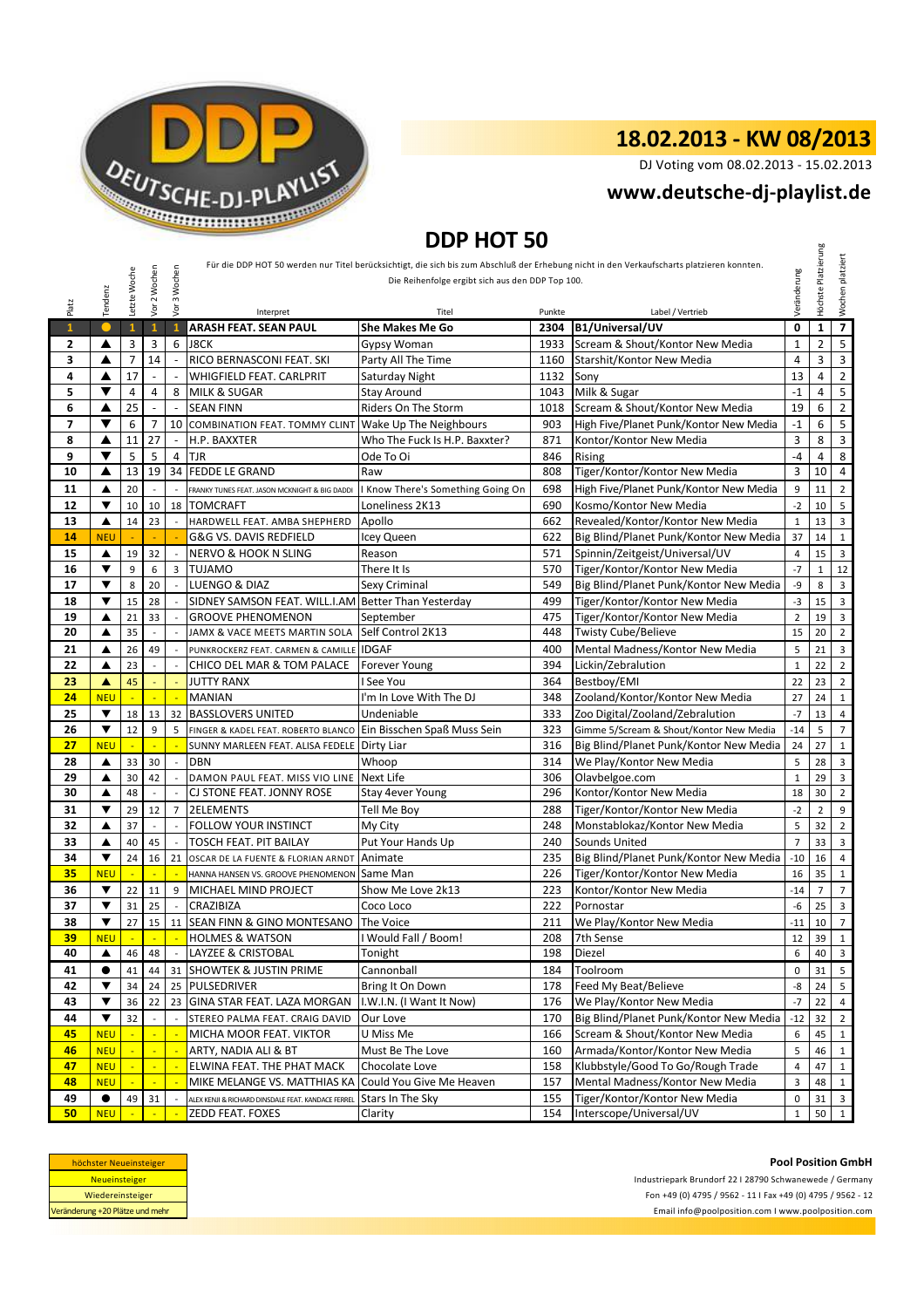# 18.02.2013 - KW 08/2013

DJ Voting vom 08.02.2013 - 15.02.2013

**www.deutsche-dj-playlist.de**

## DDP HOT 50

Für die DDP HOT 50 werden nur Titel berücksichtigt, die sich bis zum Abschluß der Erhebung nicht in den Verkaufscharts platzieren konnten.
Die Reihenfolge ergibt sich aus den DDP Top 100.

| Platz | Tendenz | Letzte Woche | Vor 2 Wochen | Vor 3 Wochen | Interpret | Titel | Punkte | Label / Vertrieb | Veränderung | Höchste Platzierung | Wochen platziert |
|---|---|---|---|---|---|---|---|---|---|---|---|
| 1 | ● | 1 | 1 | 1 | **ARASH FEAT. SEAN PAUL** | **She Makes Me Go** | **2304** | **B1/Universal/UV** | **0** | **1** | **7** |
| 2 | ▲ | 3 | 3 | 6 | J8CK | Gypsy Woman | 1933 | Scream & Shout/Kontor New Media | 1 | 2 | 5 |
| 3 | ▲ | 7 | 14 | - | RICO BERNASCONI FEAT. SKI | Party All The Time | 1160 | Starshit/Kontor New Media | 4 | 3 | 3 |
| 4 | ▲ | 17 | - | - | WHIGFIELD FEAT. CARLPRIT | Saturday Night | 1132 | Sony | 13 | 4 | 2 |
| 5 | ▼ | 4 | 4 | 8 | MILK & SUGAR | Stay Around | 1043 | Milk & Sugar | -1 | 4 | 5 |
| 6 | ▲ | 25 | - | - | SEAN FINN | Riders On The Storm | 1018 | Scream & Shout/Kontor New Media | 19 | 6 | 2 |
| 7 | ▼ | 6 | 7 | 10 | COMBINATION FEAT. TOMMY CLINT | Wake Up The Neighbours | 903 | High Five/Planet Punk/Kontor New Media | -1 | 6 | 5 |
| 8 | ▲ | 11 | 27 | - | H.P. BAXXTER | Who The Fuck Is H.P. Baxxter? | 871 | Kontor/Kontor New Media | 3 | 8 | 3 |
| 9 | ▼ | 5 | 5 | 4 | TJR | Ode To Oi | 846 | Rising | -4 | 4 | 8 |
| 10 | ▲ | 13 | 19 | 34 | FEDDE LE GRAND | Raw | 808 | Tiger/Kontor/Kontor New Media | 3 | 10 | 4 |
| 11 | ▲ | 20 | - | - | FRANKY TUNES FEAT. JASON MCKNIGHT & BIG DADDI | I Know There's Something Going On | 698 | High Five/Planet Punk/Kontor New Media | 9 | 11 | 2 |
| 12 | ▼ | 10 | 10 | 18 | TOMCRAFT | Loneliness 2K13 | 690 | Kosmo/Kontor New Media | -2 | 10 | 5 |
| 13 | ▲ | 14 | 23 | - | HARDWELL FEAT. AMBA SHEPHERD | Apollo | 662 | Revealed/Kontor/Kontor New Media | 1 | 13 | 3 |
| 14 | NEU | - | - | - | G&G VS. DAVIS REDFIELD | Icey Queen | 622 | Big Blind/Planet Punk/Kontor New Media | 37 | 14 | 1 |
| 15 | ▲ | 19 | 32 | - | NERVO & HOOK N SLING | Reason | 571 | Spinnin/Zeitgeist/Universal/UV | 4 | 15 | 3 |
| 16 | ▼ | 9 | 6 | 3 | TUJAMO | There It Is | 570 | Tiger/Kontor/Kontor New Media | -7 | 1 | 12 |
| 17 | ▼ | 8 | 20 | - | LUENGO & DIAZ | Sexy Criminal | 549 | Big Blind/Planet Punk/Kontor New Media | -9 | 8 | 3 |
| 18 | ▼ | 15 | 28 | - | SIDNEY SAMSON FEAT. WILL.I.AM | Better Than Yesterday | 499 | Tiger/Kontor/Kontor New Media | -3 | 15 | 3 |
| 19 | ▲ | 21 | 33 | - | GROOVE PHENOMENON | September | 475 | Tiger/Kontor/Kontor New Media | 2 | 19 | 3 |
| 20 | ▲ | 35 | - | - | JAMX & VACE MEETS MARTIN SOLA | Self Control 2K13 | 448 | Twisty Cube/Believe | 15 | 20 | 2 |
| 21 | ▲ | 26 | 49 | - | PUNKROCKERZ FEAT. CARMEN & CAMILLE | IDGAF | 400 | Mental Madness/Kontor New Media | 5 | 21 | 3 |
| 22 | ▲ | 23 | - | - | CHICO DEL MAR & TOM PALACE | Forever Young | 394 | Lickin/Zebralution | 1 | 22 | 2 |
| 23 | ▲ | 45 | - | - | JUTTY RANX | I See You | 364 | Bestboy/EMI | 22 | 23 | 2 |
| 24 | NEU | - | - | - | MANIAN | I'm In Love With The DJ | 348 | Zooland/Kontor/Kontor New Media | 27 | 24 | 1 |
| 25 | ▼ | 18 | 13 | 32 | BASSLOVERS UNITED | Undeniable | 333 | Zoo Digital/Zooland/Zebralution | -7 | 13 | 4 |
| 26 | ▼ | 12 | 9 | 5 | FINGER & KADEL FEAT. ROBERTO BLANCO | Ein Bisschen Spaß Muss Sein | 323 | Gimme 5/Scream & Shout/Kontor New Media | -14 | 5 | 7 |
| 27 | NEU | - | - | - | SUNNY MARLEEN FEAT. ALISA FEDELE | Dirty Liar | 316 | Big Blind/Planet Punk/Kontor New Media | 24 | 27 | 1 |
| 28 | ▲ | 33 | 30 | - | DBN | Whoop | 314 | We Play/Kontor New Media | 5 | 28 | 3 |
| 29 | ▲ | 30 | 42 | - | DAMON PAUL FEAT. MISS VIO LINE | Next Life | 306 | Olavbelgoe.com | 1 | 29 | 3 |
| 30 | ▲ | 48 | - | - | CJ STONE FEAT. JONNY ROSE | Stay 4ever Young | 296 | Kontor/Kontor New Media | 18 | 30 | 2 |
| 31 | ▼ | 29 | 12 | 7 | 2ELEMENTS | Tell Me Boy | 288 | Tiger/Kontor/Kontor New Media | -2 | 2 | 9 |
| 32 | ▲ | 37 | - | - | FOLLOW YOUR INSTINCT | My City | 248 | Monstablokaz/Kontor New Media | 5 | 32 | 2 |
| 33 | ▲ | 40 | 45 | - | TOSCH FEAT. PIT BAILAY | Put Your Hands Up | 240 | Sounds United | 7 | 33 | 3 |
| 34 | ▼ | 24 | 16 | 21 | OSCAR DE LA FUENTE & FLORIAN ARNDT | Animate | 235 | Big Blind/Planet Punk/Kontor New Media | -10 | 16 | 4 |
| 35 | NEU | - | - | - | HANNA HANSEN VS. GROOVE PHENOMENON | Same Man | 226 | Tiger/Kontor/Kontor New Media | 16 | 35 | 1 |
| 36 | ▼ | 22 | 11 | 9 | MICHAEL MIND PROJECT | Show Me Love 2k13 | 223 | Kontor/Kontor New Media | -14 | 7 | 7 |
| 37 | ▼ | 31 | 25 | - | CRAZIBIZA | Coco Loco | 222 | Pornostar | -6 | 25 | 3 |
| 38 | ▼ | 27 | 15 | 11 | SEAN FINN & GINO MONTESANO | The Voice | 211 | We Play/Kontor New Media | -11 | 10 | 7 |
| 39 | NEU | - | - | - | HOLMES & WATSON | I Would Fall / Boom! | 208 | 7th Sense | 12 | 39 | 1 |
| 40 | ▲ | 46 | 48 | - | LAYZEE & CRISTOBAL | Tonight | 198 | Diezel | 6 | 40 | 3 |
| 41 | ● | 41 | 44 | 31 | SHOWTEK & JUSTIN PRIME | Cannonball | 184 | Toolroom | 0 | 31 | 5 |
| 42 | ▼ | 34 | 24 | 25 | PULSEDRIVER | Bring It On Down | 178 | Feed My Beat/Believe | -8 | 24 | 5 |
| 43 | ▼ | 36 | 22 | 23 | GINA STAR FEAT. LAZA MORGAN | I.W.I.N. (I Want It Now) | 176 | We Play/Kontor New Media | -7 | 22 | 4 |
| 44 | ▼ | 32 | - | - | STEREO PALMA FEAT. CRAIG DAVID | Our Love | 170 | Big Blind/Planet Punk/Kontor New Media | -12 | 32 | 2 |
| 45 | NEU | - | - | - | MICHA MOOR FEAT. VIKTOR | U Miss Me | 166 | Scream & Shout/Kontor New Media | 6 | 45 | 1 |
| 46 | NEU | - | - | - | ARTY, NADIA ALI & BT | Must Be The Love | 160 | Armada/Kontor/Kontor New Media | 5 | 46 | 1 |
| 47 | NEU | - | - | - | ELWINA FEAT. THE PHAT MACK | Chocolate Love | 158 | Klubbstyle/Good To Go/Rough Trade | 4 | 47 | 1 |
| 48 | NEU | - | - | - | MIKE MELANGE VS. MATTHIAS KA | Could You Give Me Heaven | 157 | Mental Madness/Kontor New Media | 3 | 48 | 1 |
| 49 | ● | 49 | 31 | - | ALEX KENJI & RICHARD DINSDALE FEAT. KANDACE FERREL | Stars In The Sky | 155 | Tiger/Kontor/Kontor New Media | 0 | 31 | 3 |
| 50 | NEU | - | - | - | ZEDD FEAT. FOXES | Clarity | 154 | Interscope/Universal/UV | 1 | 50 | 1 |

| Legende |
|---|
| höchster Neueinsteiger |
| Neueinsteiger |
| Wiedereinsteiger |
| Veränderung +20 Plätze und mehr |

**Pool Position GmbH**
Industriepark Brundorf 22 I 28790 Schwanewede / Germany
Fon +49 (0) 4795 / 9562 - 11 I Fax +49 (0) 4795 / 9562 - 12
Email info@poolposition.com I www.poolposition.com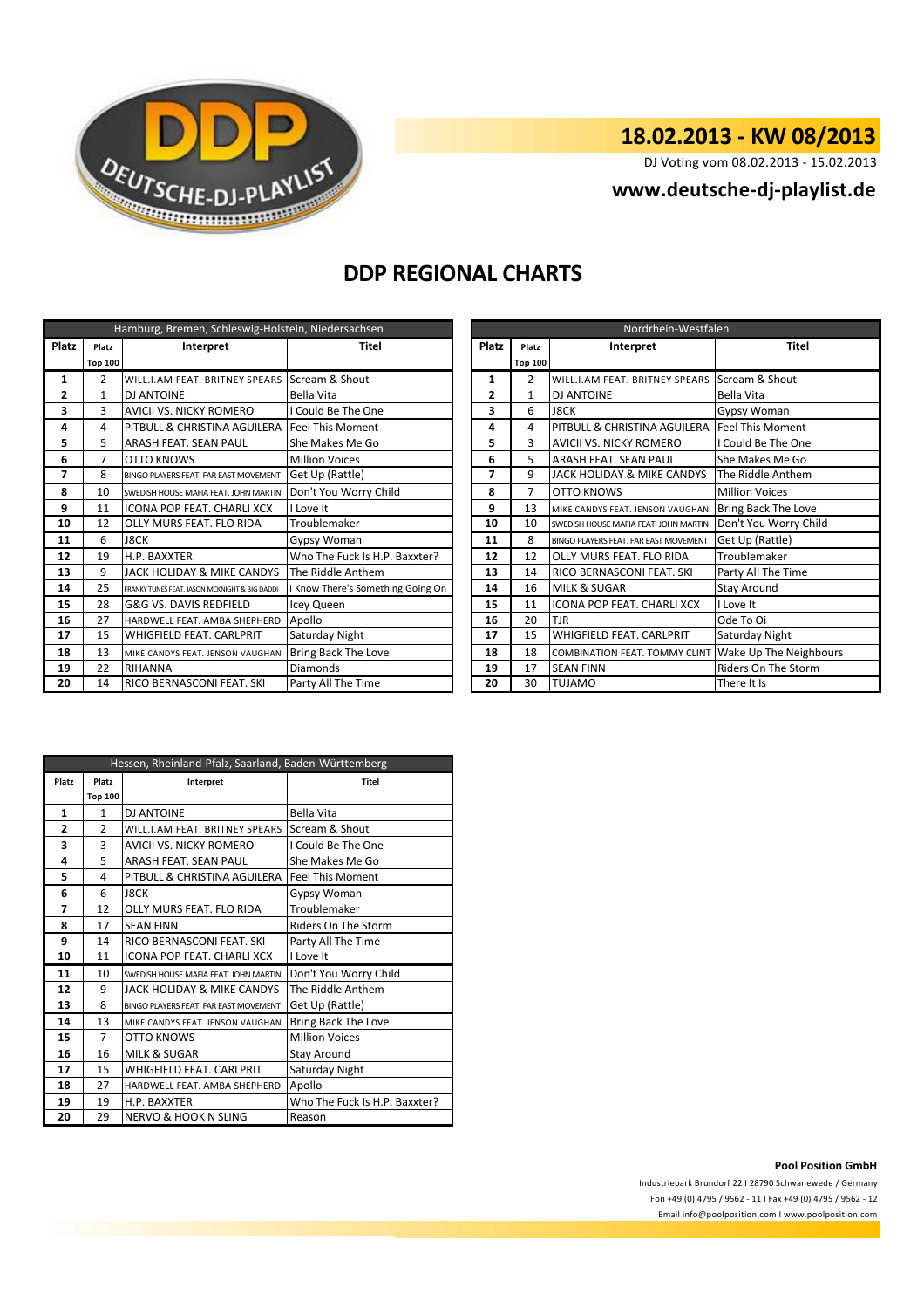# 18.02.2013 - KW 08/2013

DJ Voting vom 08.02.2013 - 15.02.2013

**www.deutsche-dj-playlist.de**

## DDP REGIONAL CHARTS

| Hamburg, Bremen, Schleswig-Holstein, Niedersachsen | | | |
|---|---|---|---|
| Platz | Platz Top 100 | Interpret | Titel |
| 1 | 2 | WILL.I.AM FEAT. BRITNEY SPEARS | Scream & Shout |
| 2 | 1 | DJ ANTOINE | Bella Vita |
| 3 | 3 | AVICII VS. NICKY ROMERO | I Could Be The One |
| 4 | 4 | PITBULL & CHRISTINA AGUILERA | Feel This Moment |
| 5 | 5 | ARASH FEAT. SEAN PAUL | She Makes Me Go |
| 6 | 7 | OTTO KNOWS | Million Voices |
| 7 | 8 | BINGO PLAYERS FEAT. FAR EAST MOVEMENT | Get Up (Rattle) |
| 8 | 10 | SWEDISH HOUSE MAFIA FEAT. JOHN MARTIN | Don't You Worry Child |
| 9 | 11 | ICONA POP FEAT. CHARLI XCX | I Love It |
| 10 | 12 | OLLY MURS FEAT. FLO RIDA | Troublemaker |
| 11 | 6 | J8CK | Gypsy Woman |
| 12 | 19 | H.P. BAXXTER | Who The Fuck Is H.P. Baxxter? |
| 13 | 9 | JACK HOLIDAY & MIKE CANDYS | The Riddle Anthem |
| 14 | 25 | FRANKY TUNES FEAT. JASON MCKNIGHT & BIG DADDI | I Know There's Something Going On |
| 15 | 28 | G&G VS. DAVIS REDFIELD | Icey Queen |
| 16 | 27 | HARDWELL FEAT. AMBA SHEPHERD | Apollo |
| 17 | 15 | WHIGFIELD FEAT. CARLPRIT | Saturday Night |
| 18 | 13 | MIKE CANDYS FEAT. JENSON VAUGHAN | Bring Back The Love |
| 19 | 22 | RIHANNA | Diamonds |
| 20 | 14 | RICO BERNASCONI FEAT. SKI | Party All The Time |

| Nordrhein-Westfalen | | | |
|---|---|---|---|
| Platz | Platz Top 100 | Interpret | Titel |
| 1 | 2 | WILL.I.AM FEAT. BRITNEY SPEARS | Scream & Shout |
| 2 | 1 | DJ ANTOINE | Bella Vita |
| 3 | 6 | J8CK | Gypsy Woman |
| 4 | 4 | PITBULL & CHRISTINA AGUILERA | Feel This Moment |
| 5 | 3 | AVICII VS. NICKY ROMERO | I Could Be The One |
| 6 | 5 | ARASH FEAT. SEAN PAUL | She Makes Me Go |
| 7 | 9 | JACK HOLIDAY & MIKE CANDYS | The Riddle Anthem |
| 8 | 7 | OTTO KNOWS | Million Voices |
| 9 | 13 | MIKE CANDYS FEAT. JENSON VAUGHAN | Bring Back The Love |
| 10 | 10 | SWEDISH HOUSE MAFIA FEAT. JOHN MARTIN | Don't You Worry Child |
| 11 | 8 | BINGO PLAYERS FEAT. FAR EAST MOVEMENT | Get Up (Rattle) |
| 12 | 12 | OLLY MURS FEAT. FLO RIDA | Troublemaker |
| 13 | 14 | RICO BERNASCONI FEAT. SKI | Party All The Time |
| 14 | 16 | MILK & SUGAR | Stay Around |
| 15 | 11 | ICONA POP FEAT. CHARLI XCX | I Love It |
| 16 | 20 | TJR | Ode To Oi |
| 17 | 15 | WHIGFIELD FEAT. CARLPRIT | Saturday Night |
| 18 | 18 | COMBINATION FEAT. TOMMY CLINT | Wake Up The Neighbours |
| 19 | 17 | SEAN FINN | Riders On The Storm |
| 20 | 30 | TUJAMO | There It Is |

| Hessen, Rheinland-Pfalz, Saarland, Baden-Württemberg | | | |
|---|---|---|---|
| Platz | Platz Top 100 | Interpret | Titel |
| 1 | 1 | DJ ANTOINE | Bella Vita |
| 2 | 2 | WILL.I.AM FEAT. BRITNEY SPEARS | Scream & Shout |
| 3 | 3 | AVICII VS. NICKY ROMERO | I Could Be The One |
| 4 | 5 | ARASH FEAT. SEAN PAUL | She Makes Me Go |
| 5 | 4 | PITBULL & CHRISTINA AGUILERA | Feel This Moment |
| 6 | 6 | J8CK | Gypsy Woman |
| 7 | 12 | OLLY MURS FEAT. FLO RIDA | Troublemaker |
| 8 | 17 | SEAN FINN | Riders On The Storm |
| 9 | 14 | RICO BERNASCONI FEAT. SKI | Party All The Time |
| 10 | 11 | ICONA POP FEAT. CHARLI XCX | I Love It |
| 11 | 10 | SWEDISH HOUSE MAFIA FEAT. JOHN MARTIN | Don't You Worry Child |
| 12 | 9 | JACK HOLIDAY & MIKE CANDYS | The Riddle Anthem |
| 13 | 8 | BINGO PLAYERS FEAT. FAR EAST MOVEMENT | Get Up (Rattle) |
| 14 | 13 | MIKE CANDYS FEAT. JENSON VAUGHAN | Bring Back The Love |
| 15 | 7 | OTTO KNOWS | Million Voices |
| 16 | 16 | MILK & SUGAR | Stay Around |
| 17 | 15 | WHIGFIELD FEAT. CARLPRIT | Saturday Night |
| 18 | 27 | HARDWELL FEAT. AMBA SHEPHERD | Apollo |
| 19 | 19 | H.P. BAXXTER | Who The Fuck Is H.P. Baxxter? |
| 20 | 29 | NERVO & HOOK N SLING | Reason |

**Pool Position GmbH**

Industriepark Brundorf 22 I 28790 Schwanewede / Germany

Fon +49 (0) 4795 / 9562 - 11 I Fax +49 (0) 4795 / 9562 - 12

Email info@poolposition.com I www.poolposition.com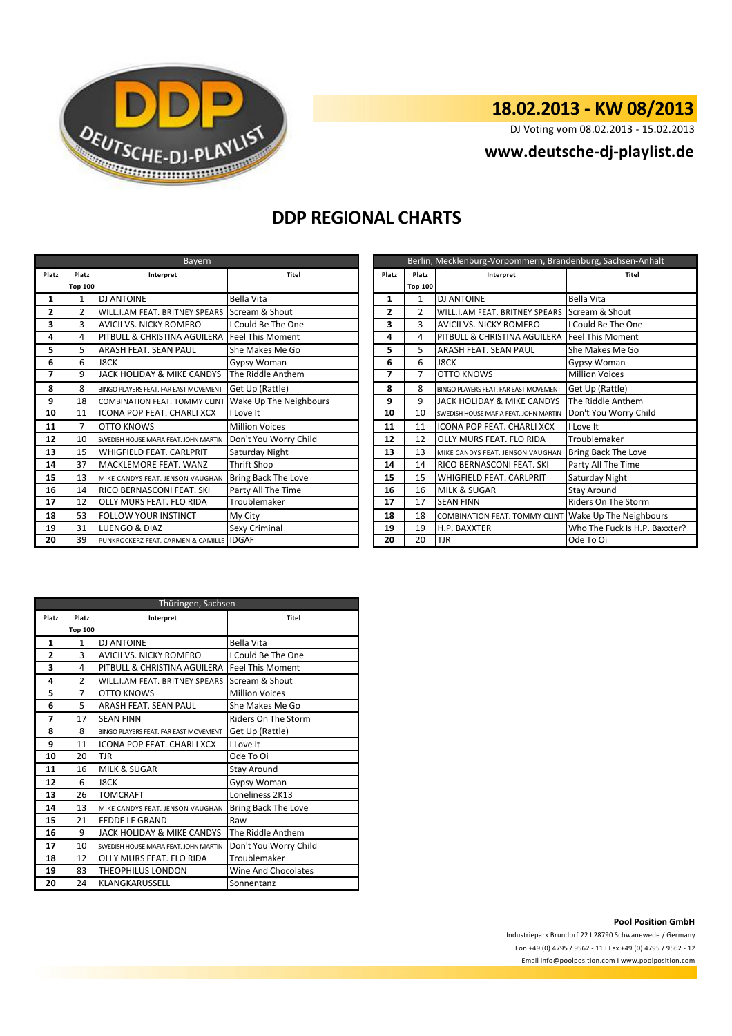DEUTSCHE-DJ-PLAYLIST

## 18.02.2013 - KW 08/2013

DJ Voting vom 08.02.2013 - 15.02.2013

**www.deutsche-dj-playlist.de**

# DDP REGIONAL CHARTS

| Bayern | | | |
|---|---|---|---|
| **Platz** | **Platz Top 100** | **Interpret** | **Titel** |
| **1** | 1 | DJ ANTOINE | Bella Vita |
| **2** | 2 | WILL.I.AM FEAT. BRITNEY SPEARS | Scream & Shout |
| **3** | 3 | AVICII VS. NICKY ROMERO | I Could Be The One |
| **4** | 4 | PITBULL & CHRISTINA AGUILERA | Feel This Moment |
| **5** | 5 | ARASH FEAT. SEAN PAUL | She Makes Me Go |
| **6** | 6 | J8CK | Gypsy Woman |
| **7** | 9 | JACK HOLIDAY & MIKE CANDYS | The Riddle Anthem |
| **8** | 8 | BINGO PLAYERS FEAT. FAR EAST MOVEMENT | Get Up (Rattle) |
| **9** | 18 | COMBINATION FEAT. TOMMY CLINT | Wake Up The Neighbours |
| **10** | 11 | ICONA POP FEAT. CHARLI XCX | I Love It |
| **11** | 7 | OTTO KNOWS | Million Voices |
| **12** | 10 | SWEDISH HOUSE MAFIA FEAT. JOHN MARTIN | Don't You Worry Child |
| **13** | 15 | WHIGFIELD FEAT. CARLPRIT | Saturday Night |
| **14** | 37 | MACKLEMORE FEAT. WANZ | Thrift Shop |
| **15** | 13 | MIKE CANDYS FEAT. JENSON VAUGHAN | Bring Back The Love |
| **16** | 14 | RICO BERNASCONI FEAT. SKI | Party All The Time |
| **17** | 12 | OLLY MURS FEAT. FLO RIDA | Troublemaker |
| **18** | 53 | FOLLOW YOUR INSTINCT | My City |
| **19** | 31 | LUENGO & DIAZ | Sexy Criminal |
| **20** | 39 | PUNKROCKERZ FEAT. CARMEN & CAMILLE | IDGAF |

| Berlin, Mecklenburg-Vorpommern, Brandenburg, Sachsen-Anhalt | | | |
|---|---|---|---|
| **Platz** | **Platz Top 100** | **Interpret** | **Titel** |
| **1** | 1 | DJ ANTOINE | Bella Vita |
| **2** | 2 | WILL.I.AM FEAT. BRITNEY SPEARS | Scream & Shout |
| **3** | 3 | AVICII VS. NICKY ROMERO | I Could Be The One |
| **4** | 4 | PITBULL & CHRISTINA AGUILERA | Feel This Moment |
| **5** | 5 | ARASH FEAT. SEAN PAUL | She Makes Me Go |
| **6** | 6 | J8CK | Gypsy Woman |
| **7** | 7 | OTTO KNOWS | Million Voices |
| **8** | 8 | BINGO PLAYERS FEAT. FAR EAST MOVEMENT | Get Up (Rattle) |
| **9** | 9 | JACK HOLIDAY & MIKE CANDYS | The Riddle Anthem |
| **10** | 10 | SWEDISH HOUSE MAFIA FEAT. JOHN MARTIN | Don't You Worry Child |
| **11** | 11 | ICONA POP FEAT. CHARLI XCX | I Love It |
| **12** | 12 | OLLY MURS FEAT. FLO RIDA | Troublemaker |
| **13** | 13 | MIKE CANDYS FEAT. JENSON VAUGHAN | Bring Back The Love |
| **14** | 14 | RICO BERNASCONI FEAT. SKI | Party All The Time |
| **15** | 15 | WHIGFIELD FEAT. CARLPRIT | Saturday Night |
| **16** | 16 | MILK & SUGAR | Stay Around |
| **17** | 17 | SEAN FINN | Riders On The Storm |
| **18** | 18 | COMBINATION FEAT. TOMMY CLINT | Wake Up The Neighbours |
| **19** | 19 | H.P. BAXXTER | Who The Fuck Is H.P. Baxxter? |
| **20** | 20 | TJR | Ode To Oi |

| Thüringen, Sachsen | | | |
|---|---|---|---|
| **Platz** | **Platz Top 100** | **Interpret** | **Titel** |
| **1** | 1 | DJ ANTOINE | Bella Vita |
| **2** | 3 | AVICII VS. NICKY ROMERO | I Could Be The One |
| **3** | 4 | PITBULL & CHRISTINA AGUILERA | Feel This Moment |
| **4** | 2 | WILL.I.AM FEAT. BRITNEY SPEARS | Scream & Shout |
| **5** | 7 | OTTO KNOWS | Million Voices |
| **6** | 5 | ARASH FEAT. SEAN PAUL | She Makes Me Go |
| **7** | 17 | SEAN FINN | Riders On The Storm |
| **8** | 8 | BINGO PLAYERS FEAT. FAR EAST MOVEMENT | Get Up (Rattle) |
| **9** | 11 | ICONA POP FEAT. CHARLI XCX | I Love It |
| **10** | 20 | TJR | Ode To Oi |
| **11** | 16 | MILK & SUGAR | Stay Around |
| **12** | 6 | J8CK | Gypsy Woman |
| **13** | 26 | TOMCRAFT | Loneliness 2K13 |
| **14** | 13 | MIKE CANDYS FEAT. JENSON VAUGHAN | Bring Back The Love |
| **15** | 21 | FEDDE LE GRAND | Raw |
| **16** | 9 | JACK HOLIDAY & MIKE CANDYS | The Riddle Anthem |
| **17** | 10 | SWEDISH HOUSE MAFIA FEAT. JOHN MARTIN | Don't You Worry Child |
| **18** | 12 | OLLY MURS FEAT. FLO RIDA | Troublemaker |
| **19** | 83 | THEOPHILUS LONDON | Wine And Chocolates |
| **20** | 24 | KLANGKARUSSELL | Sonnentanz |

**Pool Position GmbH**
Industriepark Brundorf 22 I 28790 Schwanewede / Germany
Fon +49 (0) 4795 / 9562 - 11 I Fax +49 (0) 4795 / 9562 - 12
Email info@poolposition.com I www.poolposition.com